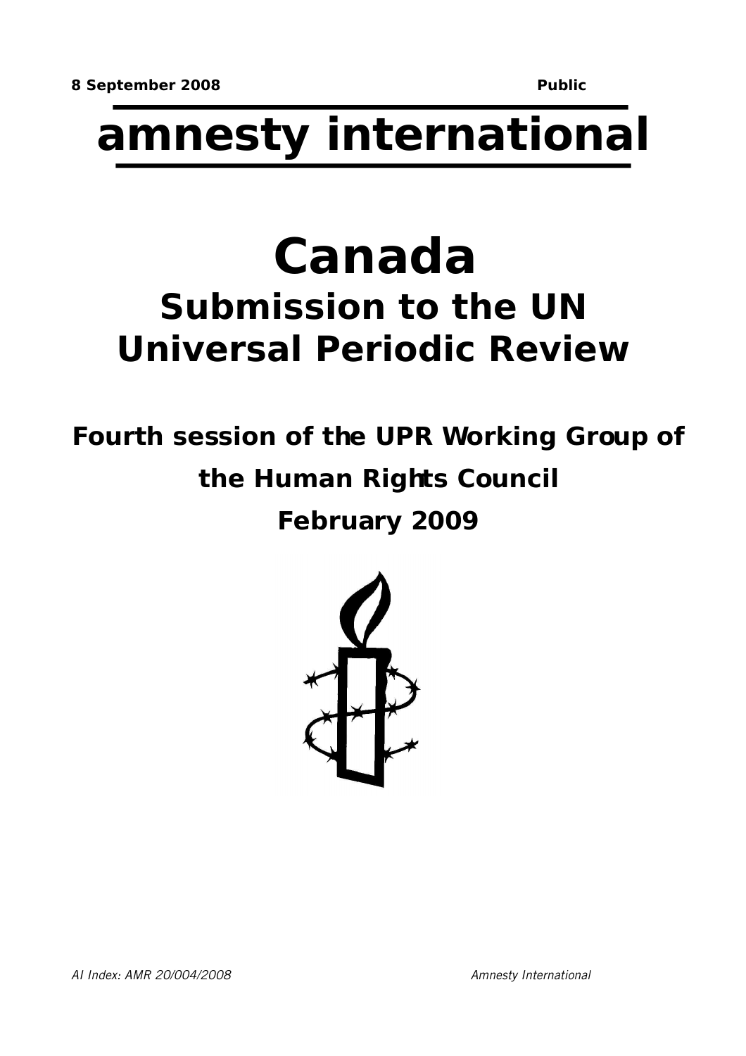**8 September 2008** **Public**

# amnesty international

# Canada

## Submission to the UN Universal Periodic Review

### Fourth session of the UPR Working Group of the Human Rights Council

### February 2009

*AI Index: AMR 20/004/2008* *Amnesty International*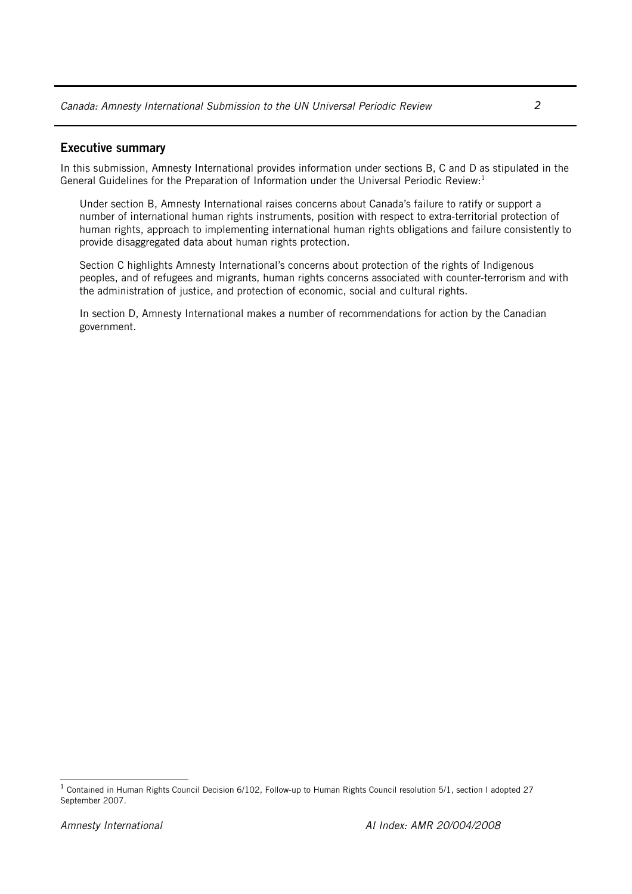## Executive summary

In this submission, Amnesty International provides information under sections B, C and D as stipulated in the General Guidelines for the Preparation of Information under the Universal Periodic Review:[1]

Under section B, Amnesty International raises concerns about Canada's failure to ratify or support a number of international human rights instruments, position with respect to extra-territorial protection of human rights, approach to implementing international human rights obligations and failure consistently to provide disaggregated data about human rights protection.

Section C highlights Amnesty International's concerns about protection of the rights of Indigenous peoples, and of refugees and migrants, human rights concerns associated with counter-terrorism and with the administration of justice, and protection of economic, social and cultural rights.

In section D, Amnesty International makes a number of recommendations for action by the Canadian government.

[1] Contained in Human Rights Council Decision 6/102, Follow-up to Human Rights Council resolution 5/1, section I adopted 27 September 2007.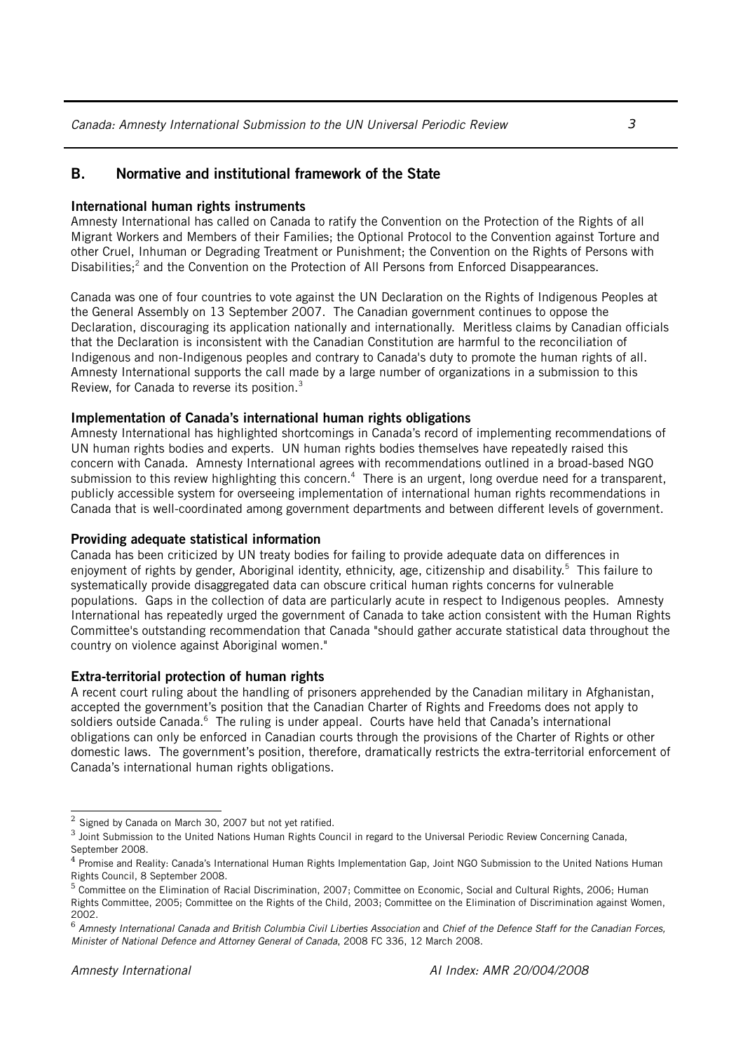## B. Normative and institutional framework of the State

### International human rights instruments

Amnesty International has called on Canada to ratify the Convention on the Protection of the Rights of all Migrant Workers and Members of their Families; the Optional Protocol to the Convention against Torture and other Cruel, Inhuman or Degrading Treatment or Punishment; the Convention on the Rights of Persons with Disabilities;[2] and the Convention on the Protection of All Persons from Enforced Disappearances.

Canada was one of four countries to vote against the UN Declaration on the Rights of Indigenous Peoples at the General Assembly on 13 September 2007. The Canadian government continues to oppose the Declaration, discouraging its application nationally and internationally. Meritless claims by Canadian officials that the Declaration is inconsistent with the Canadian Constitution are harmful to the reconciliation of Indigenous and non-Indigenous peoples and contrary to Canada's duty to promote the human rights of all. Amnesty International supports the call made by a large number of organizations in a submission to this Review, for Canada to reverse its position.[3]

### Implementation of Canada's international human rights obligations

Amnesty International has highlighted shortcomings in Canada's record of implementing recommendations of UN human rights bodies and experts. UN human rights bodies themselves have repeatedly raised this concern with Canada. Amnesty International agrees with recommendations outlined in a broad-based NGO submission to this review highlighting this concern.[4] There is an urgent, long overdue need for a transparent, publicly accessible system for overseeing implementation of international human rights recommendations in Canada that is well-coordinated among government departments and between different levels of government.

### Providing adequate statistical information

Canada has been criticized by UN treaty bodies for failing to provide adequate data on differences in enjoyment of rights by gender, Aboriginal identity, ethnicity, age, citizenship and disability.[5] This failure to systematically provide disaggregated data can obscure critical human rights concerns for vulnerable populations. Gaps in the collection of data are particularly acute in respect to Indigenous peoples. Amnesty International has repeatedly urged the government of Canada to take action consistent with the Human Rights Committee's outstanding recommendation that Canada "should gather accurate statistical data throughout the country on violence against Aboriginal women."

### Extra-territorial protection of human rights

A recent court ruling about the handling of prisoners apprehended by the Canadian military in Afghanistan, accepted the government's position that the Canadian Charter of Rights and Freedoms does not apply to soldiers outside Canada.[6] The ruling is under appeal. Courts have held that Canada's international obligations can only be enforced in Canadian courts through the provisions of the Charter of Rights or other domestic laws. The government's position, therefore, dramatically restricts the extra-territorial enforcement of Canada's international human rights obligations.

---

[2] Signed by Canada on March 30, 2007 but not yet ratified.

[3] Joint Submission to the United Nations Human Rights Council in regard to the Universal Periodic Review Concerning Canada, September 2008.

[4] Promise and Reality: Canada's International Human Rights Implementation Gap, Joint NGO Submission to the United Nations Human Rights Council, 8 September 2008.

[5] Committee on the Elimination of Racial Discrimination, 2007; Committee on Economic, Social and Cultural Rights, 2006; Human Rights Committee, 2005; Committee on the Rights of the Child, 2003; Committee on the Elimination of Discrimination against Women, 2002.

[6] *Amnesty International Canada and British Columbia Civil Liberties Association* and *Chief of the Defence Staff for the Canadian Forces, Minister of National Defence and Attorney General of Canada*, 2008 FC 336, 12 March 2008.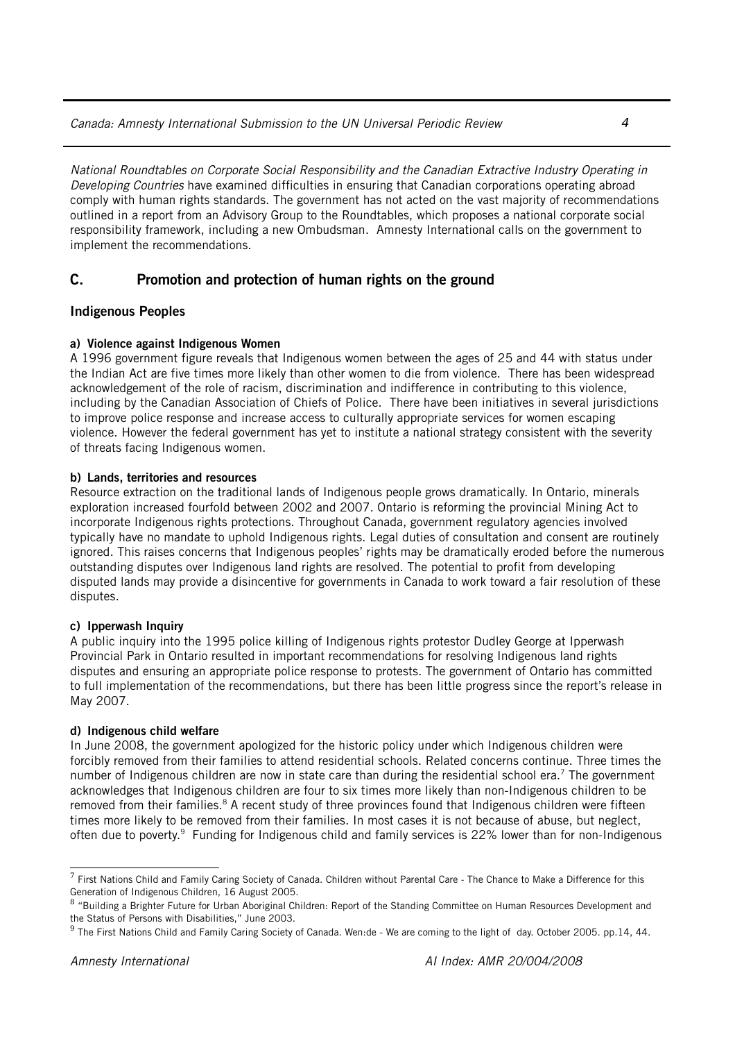*National Roundtables on Corporate Social Responsibility and the Canadian Extractive Industry Operating in Developing Countries* have examined difficulties in ensuring that Canadian corporations operating abroad comply with human rights standards. The government has not acted on the vast majority of recommendations outlined in a report from an Advisory Group to the Roundtables, which proposes a national corporate social responsibility framework, including a new Ombudsman. Amnesty International calls on the government to implement the recommendations.

## C. Promotion and protection of human rights on the ground

### Indigenous Peoples

#### a) Violence against Indigenous Women

A 1996 government figure reveals that Indigenous women between the ages of 25 and 44 with status under the Indian Act are five times more likely than other women to die from violence. There has been widespread acknowledgement of the role of racism, discrimination and indifference in contributing to this violence, including by the Canadian Association of Chiefs of Police. There have been initiatives in several jurisdictions to improve police response and increase access to culturally appropriate services for women escaping violence. However the federal government has yet to institute a national strategy consistent with the severity of threats facing Indigenous women.

#### b) Lands, territories and resources

Resource extraction on the traditional lands of Indigenous people grows dramatically. In Ontario, minerals exploration increased fourfold between 2002 and 2007. Ontario is reforming the provincial Mining Act to incorporate Indigenous rights protections. Throughout Canada, government regulatory agencies involved typically have no mandate to uphold Indigenous rights. Legal duties of consultation and consent are routinely ignored. This raises concerns that Indigenous peoples' rights may be dramatically eroded before the numerous outstanding disputes over Indigenous land rights are resolved. The potential to profit from developing disputed lands may provide a disincentive for governments in Canada to work toward a fair resolution of these disputes.

#### c) Ipperwash Inquiry

A public inquiry into the 1995 police killing of Indigenous rights protestor Dudley George at Ipperwash Provincial Park in Ontario resulted in important recommendations for resolving Indigenous land rights disputes and ensuring an appropriate police response to protests. The government of Ontario has committed to full implementation of the recommendations, but there has been little progress since the report's release in May 2007.

#### d) Indigenous child welfare

In June 2008, the government apologized for the historic policy under which Indigenous children were forcibly removed from their families to attend residential schools. Related concerns continue. Three times the number of Indigenous children are now in state care than during the residential school era.[7] The government acknowledges that Indigenous children are four to six times more likely than non-Indigenous children to be removed from their families.[8] A recent study of three provinces found that Indigenous children were fifteen times more likely to be removed from their families. In most cases it is not because of abuse, but neglect, often due to poverty.[9] Funding for Indigenous child and family services is 22% lower than for non-Indigenous

---

[7] First Nations Child and Family Caring Society of Canada. Children without Parental Care - The Chance to Make a Difference for this Generation of Indigenous Children, 16 August 2005.

[8] "Building a Brighter Future for Urban Aboriginal Children: Report of the Standing Committee on Human Resources Development and the Status of Persons with Disabilities," June 2003.

[9] The First Nations Child and Family Caring Society of Canada. Wen:de - We are coming to the light of day. October 2005. pp.14, 44.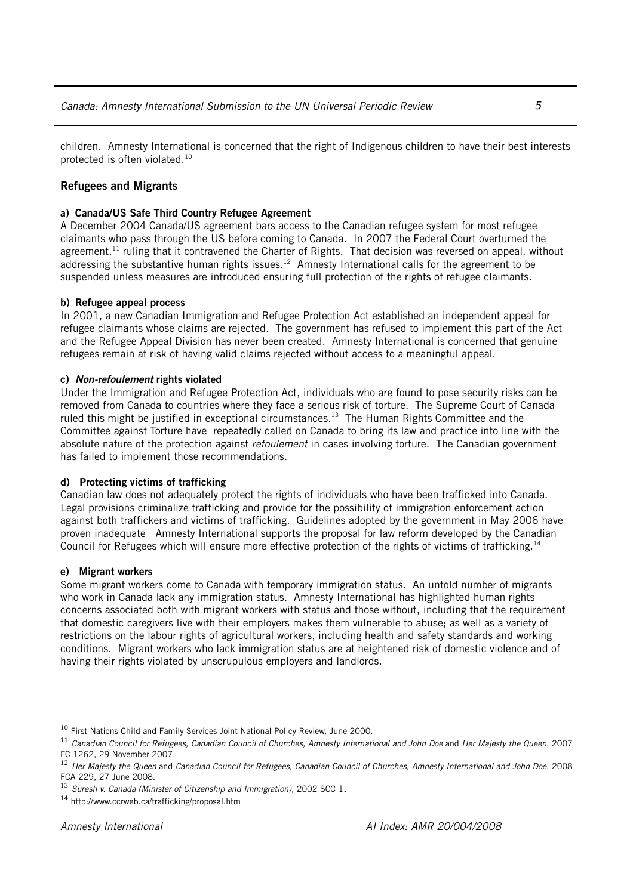children. Amnesty International is concerned that the right of Indigenous children to have their best interests protected is often violated.[10]

## Refugees and Migrants

### a) Canada/US Safe Third Country Refugee Agreement

A December 2004 Canada/US agreement bars access to the Canadian refugee system for most refugee claimants who pass through the US before coming to Canada. In 2007 the Federal Court overturned the agreement,[11] ruling that it contravened the Charter of Rights. That decision was reversed on appeal, without addressing the substantive human rights issues.[12] Amnesty International calls for the agreement to be suspended unless measures are introduced ensuring full protection of the rights of refugee claimants.

### b) Refugee appeal process

In 2001, a new Canadian Immigration and Refugee Protection Act established an independent appeal for refugee claimants whose claims are rejected. The government has refused to implement this part of the Act and the Refugee Appeal Division has never been created. Amnesty International is concerned that genuine refugees remain at risk of having valid claims rejected without access to a meaningful appeal.

### c) *Non-refoulement* rights violated

Under the Immigration and Refugee Protection Act, individuals who are found to pose security risks can be removed from Canada to countries where they face a serious risk of torture. The Supreme Court of Canada ruled this might be justified in exceptional circumstances.[13] The Human Rights Committee and the Committee against Torture have repeatedly called on Canada to bring its law and practice into line with the absolute nature of the protection against *refoulement* in cases involving torture. The Canadian government has failed to implement those recommendations.

### d) Protecting victims of trafficking

Canadian law does not adequately protect the rights of individuals who have been trafficked into Canada. Legal provisions criminalize trafficking and provide for the possibility of immigration enforcement action against both traffickers and victims of trafficking. Guidelines adopted by the government in May 2006 have proven inadequate Amnesty International supports the proposal for law reform developed by the Canadian Council for Refugees which will ensure more effective protection of the rights of victims of trafficking.[14]

### e) Migrant workers

Some migrant workers come to Canada with temporary immigration status. An untold number of migrants who work in Canada lack any immigration status. Amnesty International has highlighted human rights concerns associated both with migrant workers with status and those without, including that the requirement that domestic caregivers live with their employers makes them vulnerable to abuse; as well as a variety of restrictions on the labour rights of agricultural workers, including health and safety standards and working conditions. Migrant workers who lack immigration status are at heightened risk of domestic violence and of having their rights violated by unscrupulous employers and landlords.

---

[10] First Nations Child and Family Services Joint National Policy Review, June 2000.

[11] *Canadian Council for Refugees, Canadian Council of Churches, Amnesty International and John Doe* and *Her Majesty the Queen*, 2007 FC 1262, 29 November 2007.

[12] *Her Majesty the Queen* and *Canadian Council for Refugees, Canadian Council of Churches, Amnesty International and John Doe*, 2008 FCA 229, 27 June 2008.

[13] *Suresh v. Canada (Minister of Citizenship and Immigration)*, 2002 SCC 1.

[14] http://www.ccrweb.ca/trafficking/proposal.htm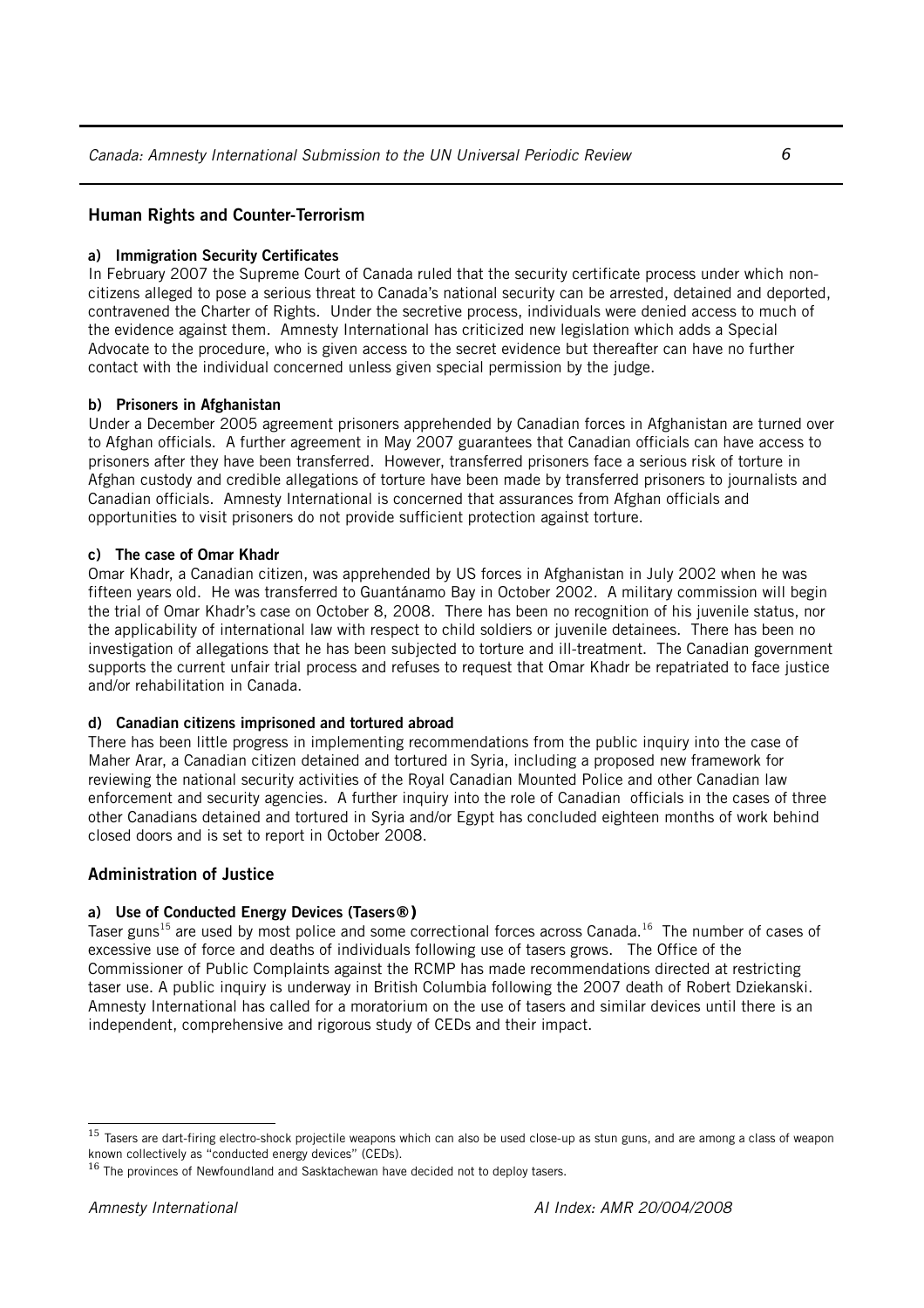## Human Rights and Counter-Terrorism

### a) Immigration Security Certificates

In February 2007 the Supreme Court of Canada ruled that the security certificate process under which non-citizens alleged to pose a serious threat to Canada's national security can be arrested, detained and deported, contravened the Charter of Rights. Under the secretive process, individuals were denied access to much of the evidence against them. Amnesty International has criticized new legislation which adds a Special Advocate to the procedure, who is given access to the secret evidence but thereafter can have no further contact with the individual concerned unless given special permission by the judge.

### b) Prisoners in Afghanistan

Under a December 2005 agreement prisoners apprehended by Canadian forces in Afghanistan are turned over to Afghan officials. A further agreement in May 2007 guarantees that Canadian officials can have access to prisoners after they have been transferred. However, transferred prisoners face a serious risk of torture in Afghan custody and credible allegations of torture have been made by transferred prisoners to journalists and Canadian officials. Amnesty International is concerned that assurances from Afghan officials and opportunities to visit prisoners do not provide sufficient protection against torture.

### c) The case of Omar Khadr

Omar Khadr, a Canadian citizen, was apprehended by US forces in Afghanistan in July 2002 when he was fifteen years old. He was transferred to Guantánamo Bay in October 2002. A military commission will begin the trial of Omar Khadr's case on October 8, 2008. There has been no recognition of his juvenile status, nor the applicability of international law with respect to child soldiers or juvenile detainees. There has been no investigation of allegations that he has been subjected to torture and ill-treatment. The Canadian government supports the current unfair trial process and refuses to request that Omar Khadr be repatriated to face justice and/or rehabilitation in Canada.

### d) Canadian citizens imprisoned and tortured abroad

There has been little progress in implementing recommendations from the public inquiry into the case of Maher Arar, a Canadian citizen detained and tortured in Syria, including a proposed new framework for reviewing the national security activities of the Royal Canadian Mounted Police and other Canadian law enforcement and security agencies. A further inquiry into the role of Canadian officials in the cases of three other Canadians detained and tortured in Syria and/or Egypt has concluded eighteen months of work behind closed doors and is set to report in October 2008.

## Administration of Justice

### a) Use of Conducted Energy Devices (Tasers®)

Taser guns[15] are used by most police and some correctional forces across Canada.[16] The number of cases of excessive use of force and deaths of individuals following use of tasers grows. The Office of the Commissioner of Public Complaints against the RCMP has made recommendations directed at restricting taser use. A public inquiry is underway in British Columbia following the 2007 death of Robert Dziekanski. Amnesty International has called for a moratorium on the use of tasers and similar devices until there is an independent, comprehensive and rigorous study of CEDs and their impact.

---

[15] Tasers are dart-firing electro-shock projectile weapons which can also be used close-up as stun guns, and are among a class of weapon known collectively as "conducted energy devices" (CEDs).

[16] The provinces of Newfoundland and Sasktachewan have decided not to deploy tasers.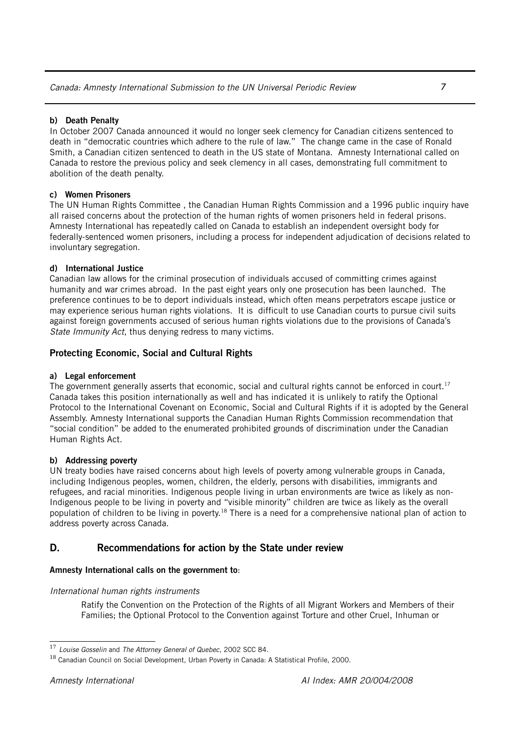#### b) Death Penalty

In October 2007 Canada announced it would no longer seek clemency for Canadian citizens sentenced to death in "democratic countries which adhere to the rule of law." The change came in the case of Ronald Smith, a Canadian citizen sentenced to death in the US state of Montana. Amnesty International called on Canada to restore the previous policy and seek clemency in all cases, demonstrating full commitment to abolition of the death penalty.

#### c) Women Prisoners

The UN Human Rights Committee , the Canadian Human Rights Commission and a 1996 public inquiry have all raised concerns about the protection of the human rights of women prisoners held in federal prisons. Amnesty International has repeatedly called on Canada to establish an independent oversight body for federally-sentenced women prisoners, including a process for independent adjudication of decisions related to involuntary segregation.

#### d) International Justice

Canadian law allows for the criminal prosecution of individuals accused of committing crimes against humanity and war crimes abroad. In the past eight years only one prosecution has been launched. The preference continues to be to deport individuals instead, which often means perpetrators escape justice or may experience serious human rights violations. It is difficult to use Canadian courts to pursue civil suits against foreign governments accused of serious human rights violations due to the provisions of Canada's *State Immunity Act*, thus denying redress to many victims.

### Protecting Economic, Social and Cultural Rights

#### a) Legal enforcement

The government generally asserts that economic, social and cultural rights cannot be enforced in court.[17] Canada takes this position internationally as well and has indicated it is unlikely to ratify the Optional Protocol to the International Covenant on Economic, Social and Cultural Rights if it is adopted by the General Assembly. Amnesty International supports the Canadian Human Rights Commission recommendation that "social condition" be added to the enumerated prohibited grounds of discrimination under the Canadian Human Rights Act.

#### b) Addressing poverty

UN treaty bodies have raised concerns about high levels of poverty among vulnerable groups in Canada, including Indigenous peoples, women, children, the elderly, persons with disabilities, immigrants and refugees, and racial minorities. Indigenous people living in urban environments are twice as likely as non-Indigenous people to be living in poverty and "visible minority" children are twice as likely as the overall population of children to be living in poverty.[18] There is a need for a comprehensive national plan of action to address poverty across Canada.

## D. Recommendations for action by the State under review

**Amnesty International calls on the government to**:

*International human rights instruments*

Ratify the Convention on the Protection of the Rights of all Migrant Workers and Members of their Families; the Optional Protocol to the Convention against Torture and other Cruel, Inhuman or

---

[17] *Louise Gosselin* and *The Attorney General of Quebec*, 2002 SCC 84.

[18] Canadian Council on Social Development, Urban Poverty in Canada: A Statistical Profile, 2000.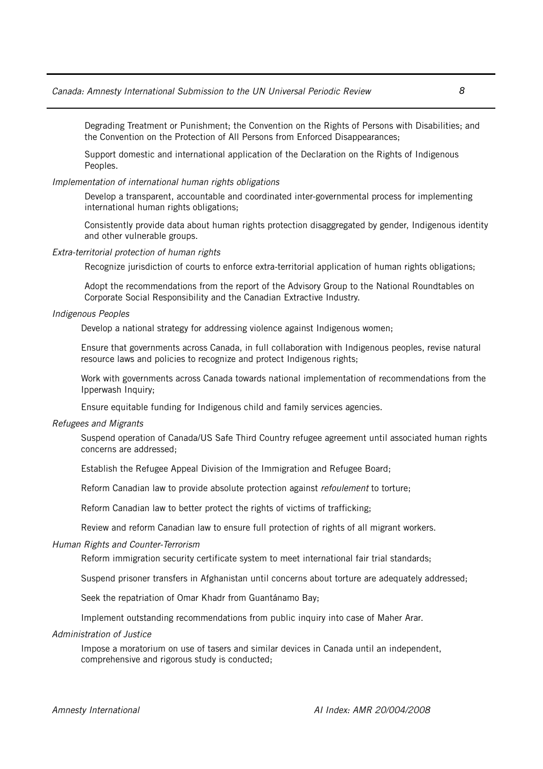Degrading Treatment or Punishment; the Convention on the Rights of Persons with Disabilities; and the Convention on the Protection of All Persons from Enforced Disappearances;

Support domestic and international application of the Declaration on the Rights of Indigenous Peoples.

*Implementation of international human rights obligations*

Develop a transparent, accountable and coordinated inter-governmental process for implementing international human rights obligations;

Consistently provide data about human rights protection disaggregated by gender, Indigenous identity and other vulnerable groups.

*Extra-territorial protection of human rights*

Recognize jurisdiction of courts to enforce extra-territorial application of human rights obligations;

Adopt the recommendations from the report of the Advisory Group to the National Roundtables on Corporate Social Responsibility and the Canadian Extractive Industry.

*Indigenous Peoples*

Develop a national strategy for addressing violence against Indigenous women;

Ensure that governments across Canada, in full collaboration with Indigenous peoples, revise natural resource laws and policies to recognize and protect Indigenous rights;

Work with governments across Canada towards national implementation of recommendations from the Ipperwash Inquiry;

Ensure equitable funding for Indigenous child and family services agencies.

*Refugees and Migrants*

Suspend operation of Canada/US Safe Third Country refugee agreement until associated human rights concerns are addressed;

Establish the Refugee Appeal Division of the Immigration and Refugee Board;

Reform Canadian law to provide absolute protection against *refoulement* to torture;

Reform Canadian law to better protect the rights of victims of trafficking;

Review and reform Canadian law to ensure full protection of rights of all migrant workers.

*Human Rights and Counter-Terrorism*

Reform immigration security certificate system to meet international fair trial standards;

Suspend prisoner transfers in Afghanistan until concerns about torture are adequately addressed;

Seek the repatriation of Omar Khadr from Guantánamo Bay;

Implement outstanding recommendations from public inquiry into case of Maher Arar.

*Administration of Justice*

Impose a moratorium on use of tasers and similar devices in Canada until an independent, comprehensive and rigorous study is conducted;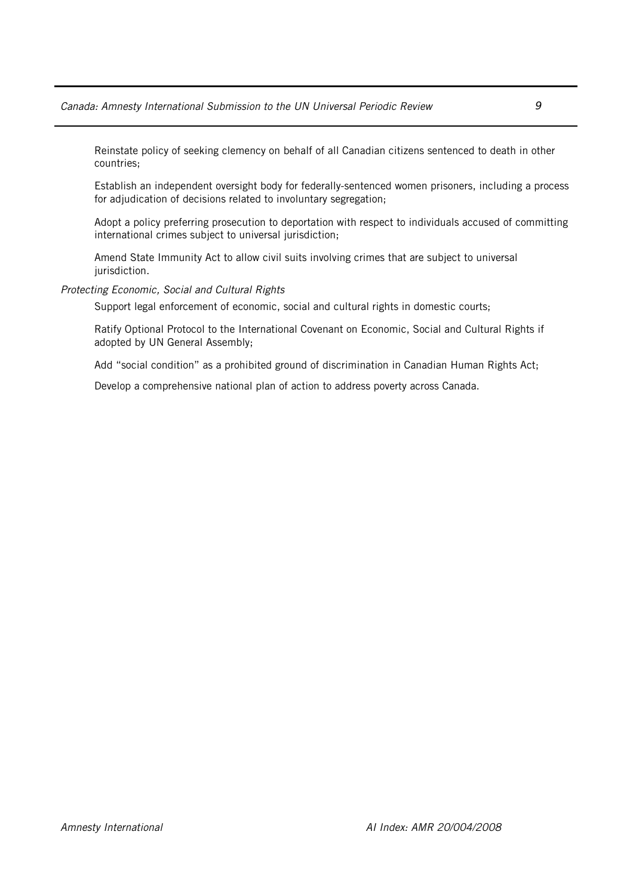Reinstate policy of seeking clemency on behalf of all Canadian citizens sentenced to death in other countries;

Establish an independent oversight body for federally-sentenced women prisoners, including a process for adjudication of decisions related to involuntary segregation;

Adopt a policy preferring prosecution to deportation with respect to individuals accused of committing international crimes subject to universal jurisdiction;

Amend State Immunity Act to allow civil suits involving crimes that are subject to universal jurisdiction.

*Protecting Economic, Social and Cultural Rights*

Support legal enforcement of economic, social and cultural rights in domestic courts;

Ratify Optional Protocol to the International Covenant on Economic, Social and Cultural Rights if adopted by UN General Assembly;

Add "social condition" as a prohibited ground of discrimination in Canadian Human Rights Act;

Develop a comprehensive national plan of action to address poverty across Canada.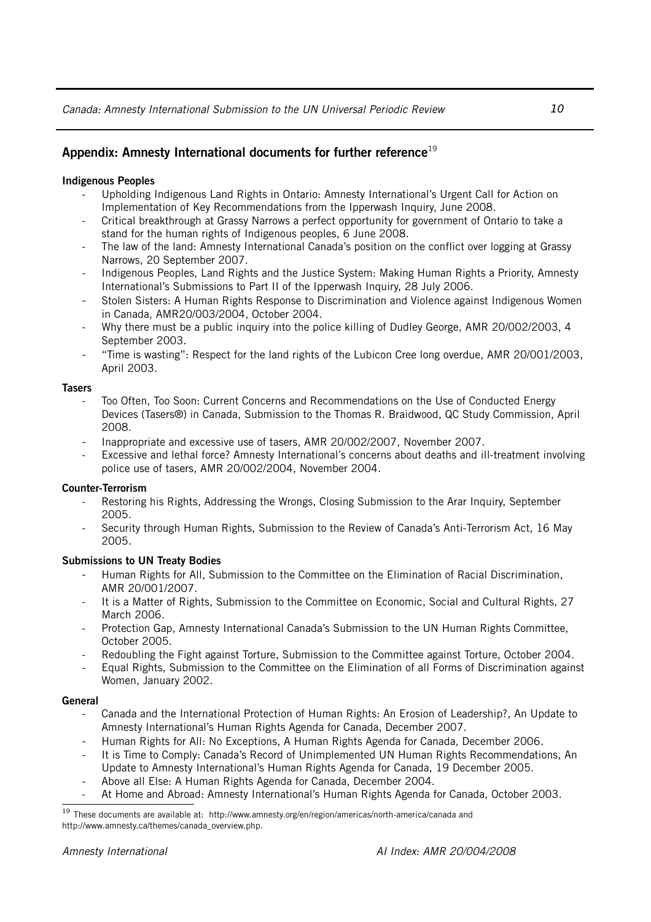## Appendix: Amnesty International documents for further reference[19]

**Indigenous Peoples**

- Upholding Indigenous Land Rights in Ontario: Amnesty International's Urgent Call for Action on Implementation of Key Recommendations from the Ipperwash Inquiry, June 2008.
- Critical breakthrough at Grassy Narrows a perfect opportunity for government of Ontario to take a stand for the human rights of Indigenous peoples, 6 June 2008.
- The law of the land: Amnesty International Canada's position on the conflict over logging at Grassy Narrows, 20 September 2007.
- Indigenous Peoples, Land Rights and the Justice System: Making Human Rights a Priority, Amnesty International's Submissions to Part II of the Ipperwash Inquiry, 28 July 2006.
- Stolen Sisters: A Human Rights Response to Discrimination and Violence against Indigenous Women in Canada, AMR20/003/2004, October 2004.
- Why there must be a public inquiry into the police killing of Dudley George, AMR 20/002/2003, 4 September 2003.
- "Time is wasting": Respect for the land rights of the Lubicon Cree long overdue, AMR 20/001/2003, April 2003.

**Tasers**

- Too Often, Too Soon: Current Concerns and Recommendations on the Use of Conducted Energy Devices (Tasers®) in Canada, Submission to the Thomas R. Braidwood, QC Study Commission, April 2008.
- Inappropriate and excessive use of tasers, AMR 20/002/2007, November 2007.
- Excessive and lethal force? Amnesty International's concerns about deaths and ill-treatment involving police use of tasers, AMR 20/002/2004, November 2004.

**Counter-Terrorism**

- Restoring his Rights, Addressing the Wrongs, Closing Submission to the Arar Inquiry, September 2005.
- Security through Human Rights, Submission to the Review of Canada's Anti-Terrorism Act, 16 May 2005.

**Submissions to UN Treaty Bodies**

- Human Rights for All, Submission to the Committee on the Elimination of Racial Discrimination, AMR 20/001/2007.
- It is a Matter of Rights, Submission to the Committee on Economic, Social and Cultural Rights, 27 March 2006.
- Protection Gap, Amnesty International Canada's Submission to the UN Human Rights Committee, October 2005.
- Redoubling the Fight against Torture, Submission to the Committee against Torture, October 2004.
- Equal Rights, Submission to the Committee on the Elimination of all Forms of Discrimination against Women, January 2002.

**General**

- Canada and the International Protection of Human Rights: An Erosion of Leadership?, An Update to Amnesty International's Human Rights Agenda for Canada, December 2007.
- Human Rights for All: No Exceptions, A Human Rights Agenda for Canada, December 2006.
- It is Time to Comply: Canada's Record of Unimplemented UN Human Rights Recommendations, An Update to Amnesty International's Human Rights Agenda for Canada, 19 December 2005.
- Above all Else: A Human Rights Agenda for Canada, December 2004.
- At Home and Abroad: Amnesty International's Human Rights Agenda for Canada, October 2003.

[19] These documents are available at: http://www.amnesty.org/en/region/americas/north-america/canada and http://www.amnesty.ca/themes/canada_overview.php.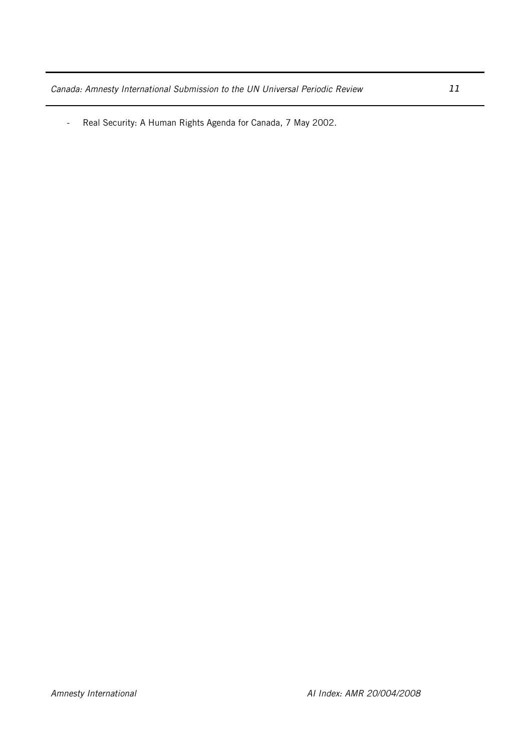- Real Security: A Human Rights Agenda for Canada, 7 May 2002.